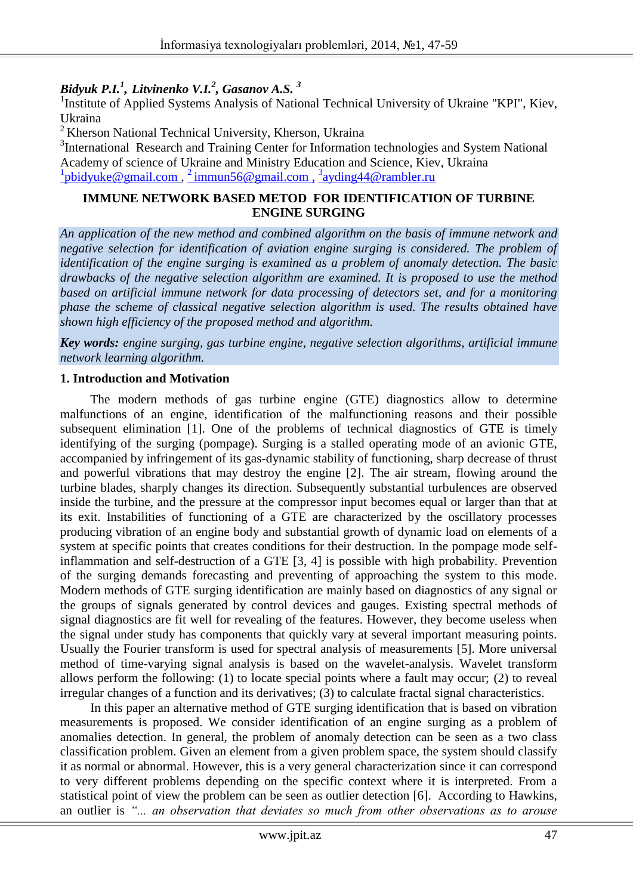***Bidyuk P.I.[1], Litvinenko V.I.[2], Gasanov A.S. [3]***

[1]Institute of Applied Systems Analysis of National Technical University of Ukraine "KPI", Kiev, Ukraina

[2] Kherson National Technical University, Kherson, Ukraina

[3]International Research and Training Center for Information technologies and System National Academy of science of Ukraine and Ministry Education and Science, Kiev, Ukraina

[1]pbidyuke@gmail.com , [2] immun56@gmail.com , [3]ayding44@rambler.ru

# IMMUNE NETWORK BASED METOD FOR IDENTIFICATION OF TURBINE ENGINE SURGING

*An application of the new method and combined algorithm on the basis of immune network and negative selection for identification of aviation engine surging is considered. The problem of identification of the engine surging is examined as a problem of anomaly detection. The basic drawbacks of the negative selection algorithm are examined. It is proposed to use the method based on artificial immune network for data processing of detectors set, and for a monitoring phase the scheme of classical negative selection algorithm is used. The results obtained have shown high efficiency of the proposed method and algorithm.*

***Key words:*** *engine surging, gas turbine engine, negative selection algorithms, artificial immune network learning algorithm.*

## 1. Introduction and Motivation

The modern methods of gas turbine engine (GTE) diagnostics allow to determine malfunctions of an engine, identification of the malfunctioning reasons and their possible subsequent elimination [1]. One of the problems of technical diagnostics of GTE is timely identifying of the surging (pompage). Surging is a stalled operating mode of an avionic GTE, accompanied by infringement of its gas-dynamic stability of functioning, sharp decrease of thrust and powerful vibrations that may destroy the engine [2]. The air stream, flowing around the turbine blades, sharply changes its direction. Subsequently substantial turbulences are observed inside the turbine, and the pressure at the compressor input becomes equal or larger than that at its exit. Instabilities of functioning of a GTE are characterized by the oscillatory processes producing vibration of an engine body and substantial growth of dynamic load on elements of a system at specific points that creates conditions for their destruction. In the pompage mode self-inflammation and self-destruction of a GTE [3, 4] is possible with high probability. Prevention of the surging demands forecasting and preventing of approaching the system to this mode. Modern methods of GTE surging identification are mainly based on diagnostics of any signal or the groups of signals generated by control devices and gauges. Existing spectral methods of signal diagnostics are fit well for revealing of the features. However, they become useless when the signal under study has components that quickly vary at several important measuring points. Usually the Fourier transform is used for spectral analysis of measurements [5]. More universal method of time-varying signal analysis is based on the wavelet-analysis. Wavelet transform allows perform the following: (1) to locate special points where a fault may occur; (2) to reveal irregular changes of a function and its derivatives; (3) to calculate fractal signal characteristics.

In this paper an alternative method of GTE surging identification that is based on vibration measurements is proposed. We consider identification of an engine surging as a problem of anomalies detection. In general, the problem of anomaly detection can be seen as a two class classification problem. Given an element from a given problem space, the system should classify it as normal or abnormal. However, this is a very general characterization since it can correspond to very different problems depending on the specific context where it is interpreted. From a statistical point of view the problem can be seen as outlier detection [6]. According to Hawkins, an outlier is *“... an observation that deviates so much from other observations as to arouse*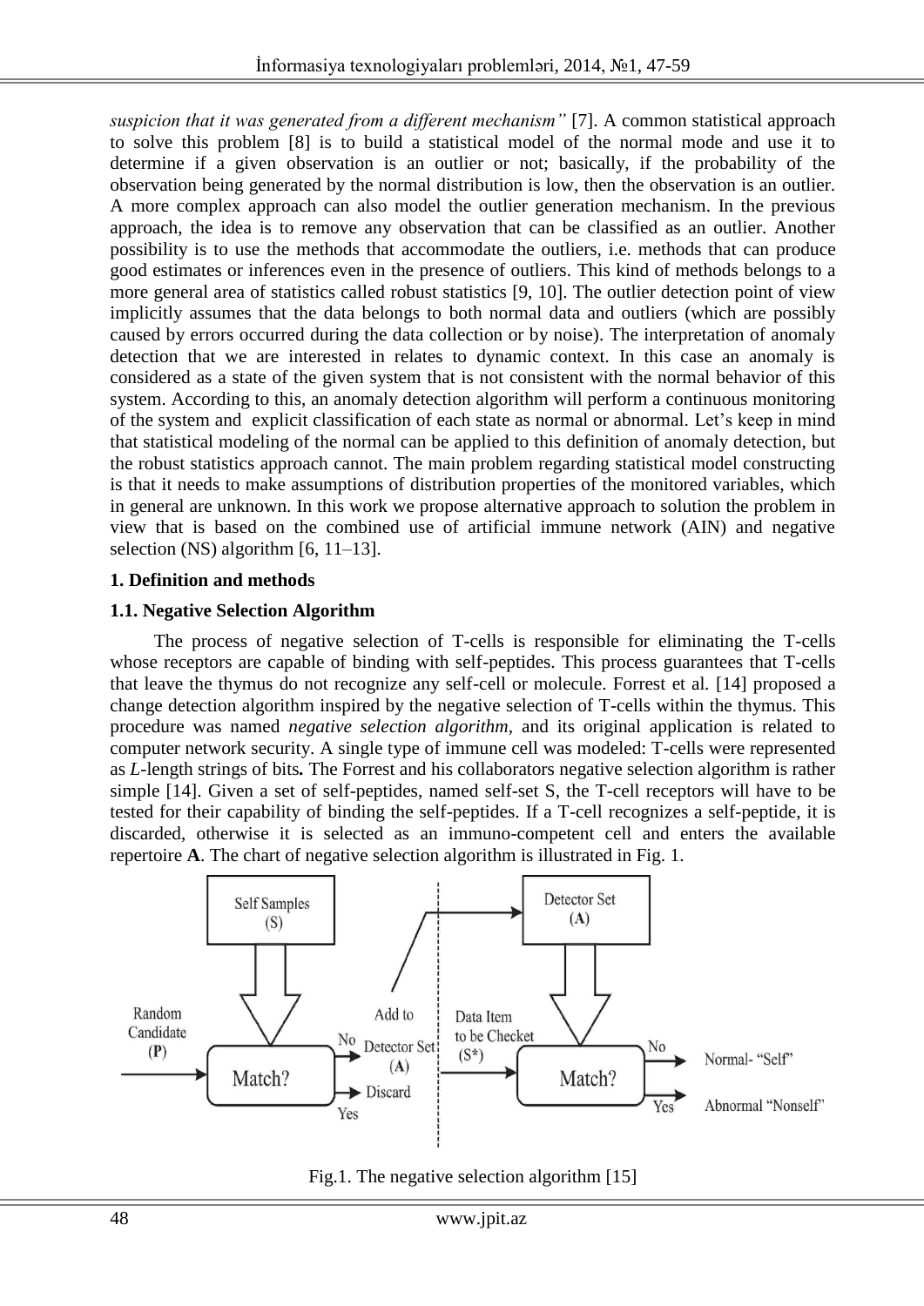*suspicion that it was generated from a different mechanism"* [7]. A common statistical approach to solve this problem [8] is to build a statistical model of the normal mode and use it to determine if a given observation is an outlier or not; basically, if the probability of the observation being generated by the normal distribution is low, then the observation is an outlier. A more complex approach can also model the outlier generation mechanism. In the previous approach, the idea is to remove any observation that can be classified as an outlier. Another possibility is to use the methods that accommodate the outliers, i.e. methods that can produce good estimates or inferences even in the presence of outliers. This kind of methods belongs to a more general area of statistics called robust statistics [9, 10]. The outlier detection point of view implicitly assumes that the data belongs to both normal data and outliers (which are possibly caused by errors occurred during the data collection or by noise). The interpretation of anomaly detection that we are interested in relates to dynamic context. In this case an anomaly is considered as a state of the given system that is not consistent with the normal behavior of this system. According to this, an anomaly detection algorithm will perform a continuous monitoring of the system and explicit classification of each state as normal or abnormal. Let's keep in mind that statistical modeling of the normal can be applied to this definition of anomaly detection, but the robust statistics approach cannot. The main problem regarding statistical model constructing is that it needs to make assumptions of distribution properties of the monitored variables, which in general are unknown. In this work we propose alternative approach to solution the problem in view that is based on the combined use of artificial immune network (AIN) and negative selection (NS) algorithm [6, 11–13].

## 1. Definition and methods

### 1.1. Negative Selection Algorithm

The process of negative selection of T-cells is responsible for eliminating the T-cells whose receptors are capable of binding with self-peptides. This process guarantees that T-cells that leave the thymus do not recognize any self-cell or molecule. Forrest et al. [14] proposed a change detection algorithm inspired by the negative selection of T-cells within the thymus. This procedure was named *negative selection algorithm*, and its original application is related to computer network security. A single type of immune cell was modeled: T-cells were represented as $L$-length strings of bits**.** The Forrest and his collaborators negative selection algorithm is rather simple [14]. Given a set of self-peptides, named self-set S, the T-cell receptors will have to be tested for their capability of binding the self-peptides. If a T-cell recognizes a self-peptide, it is discarded, otherwise it is selected as an immuno-competent cell and enters the available repertoire **A**. The chart of negative selection algorithm is illustrated in Fig. 1.

Self Samples (S) | Detector Set (**A**) | Random Candidate (**P**) | Match? | No: Add to Detector Set (**A**) | Yes: Discard | Data Item to be Checket (S*) | Match? | No: Normal- "Self" | Yes: Abnormal "Nonself"

Fig.1. The negative selection algorithm [15]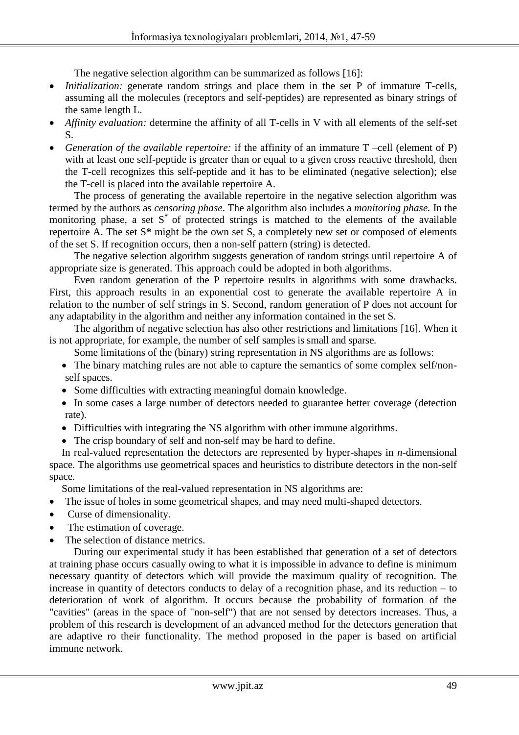The negative selection algorithm can be summarized as follows [16]:

- *Initialization:* generate random strings and place them in the set P of immature T-cells, assuming all the molecules (receptors and self-peptides) are represented as binary strings of the same length L.
- *Affinity evaluation:* determine the affinity of all T-cells in V with all elements of the self-set S.
- *Generation of the available repertoire:* if the affinity of an immature T –cell (element of P) with at least one self-peptide is greater than or equal to a given cross reactive threshold, then the T-cell recognizes this self-peptide and it has to be eliminated (negative selection); else the T-cell is placed into the available repertoire A.

The process of generating the available repertoire in the negative selection algorithm was termed by the authors as *censoring phase*. The algorithm also includes a *monitoring phase.* In the monitoring phase, a set $S^*$ of protected strings is matched to the elements of the available repertoire A. The set S**\*** might be the own set S, a completely new set or composed of elements of the set S. If recognition occurs, then a non-self pattern (string) is detected.

The negative selection algorithm suggests generation of random strings until repertoire A of appropriate size is generated. This approach could be adopted in both algorithms.

Even random generation of the P repertoire results in algorithms with some drawbacks. First, this approach results in an exponential cost to generate the available repertoire A in relation to the number of self strings in S. Second, random generation of P does not account for any adaptability in the algorithm and neither any information contained in the set S.

The algorithm of negative selection has also other restrictions and limitations [16]. When it is not appropriate, for example, the number of self samples is small and sparse.

Some limitations of the (binary) string representation in NS algorithms are as follows:

- The binary matching rules are not able to capture the semantics of some complex self/non-self spaces.
- Some difficulties with extracting meaningful domain knowledge.
- In some cases a large number of detectors needed to guarantee better coverage (detection rate).
- Difficulties with integrating the NS algorithm with other immune algorithms.
- The crisp boundary of self and non-self may be hard to define.

In real-valued representation the detectors are represented by hyper-shapes in *n*-dimensional space. The algorithms use geometrical spaces and heuristics to distribute detectors in the non-self space.

Some limitations of the real-valued representation in NS algorithms are:

- The issue of holes in some geometrical shapes, and may need multi-shaped detectors.
- Curse of dimensionality.
- The estimation of coverage.
- The selection of distance metrics.

During our experimental study it has been established that generation of a set of detectors at training phase occurs casually owing to what it is impossible in advance to define is minimum necessary quantity of detectors which will provide the maximum quality of recognition. The increase in quantity of detectors conducts to delay of a recognition phase, and its reduction – to deterioration of work of algorithm. It occurs because the probability of formation of the "cavities" (areas in the space of "non-self") that are not sensed by detectors increases. Thus, a problem of this research is development of an advanced method for the detectors generation that are adaptive ro their functionality. The method proposed in the paper is based on artificial immune network.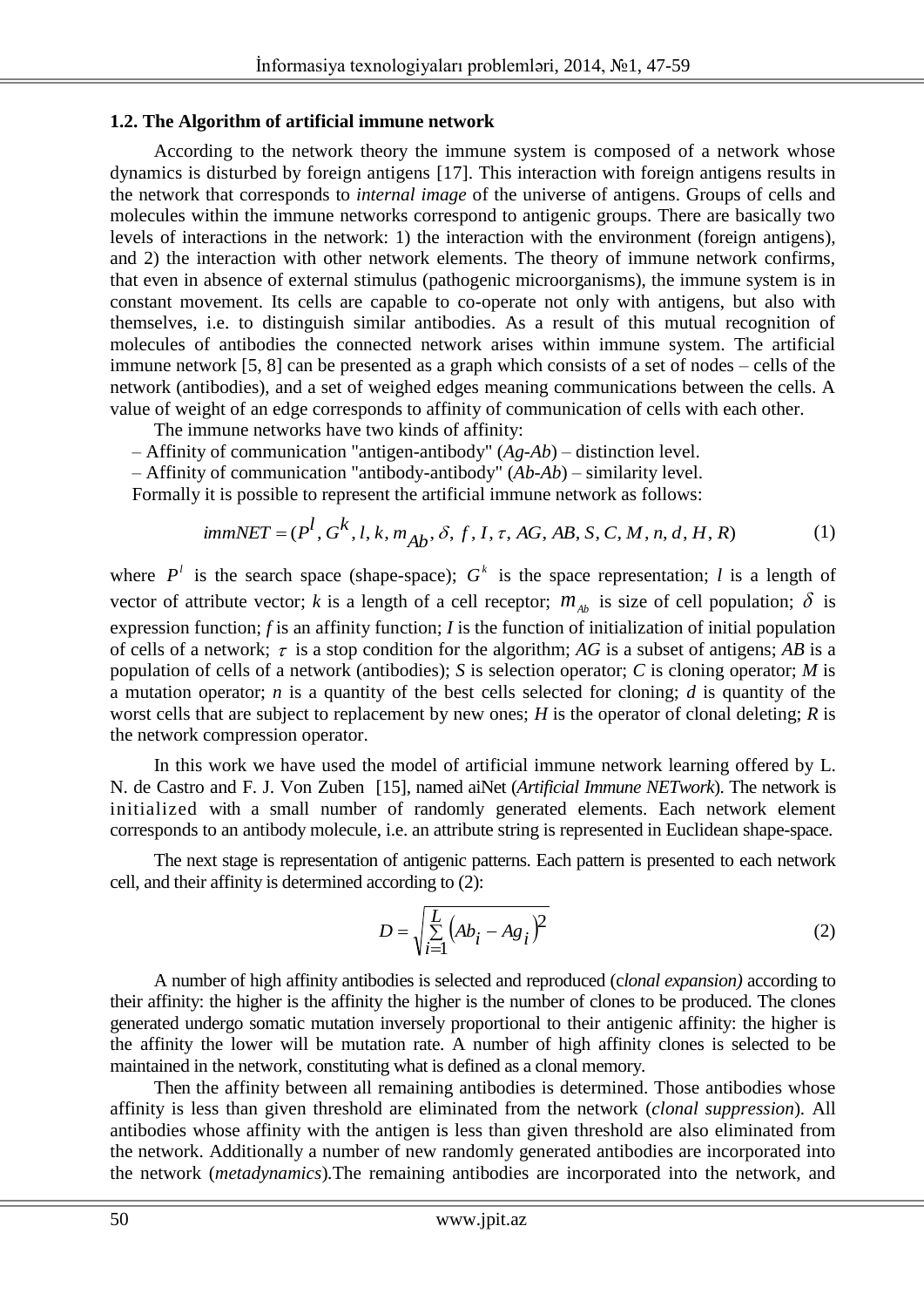### 1.2. The Algorithm of artificial immune network

According to the network theory the immune system is composed of a network whose dynamics is disturbed by foreign antigens [17]. This interaction with foreign antigens results in the network that corresponds to *internal image* of the universe of antigens. Groups of cells and molecules within the immune networks correspond to antigenic groups. There are basically two levels of interactions in the network: 1) the interaction with the environment (foreign antigens), and 2) the interaction with other network elements. The theory of immune network confirms, that even in absence of external stimulus (pathogenic microorganisms), the immune system is in constant movement. Its cells are capable to co-operate not only with antigens, but also with themselves, i.e. to distinguish similar antibodies. As a result of this mutual recognition of molecules of antibodies the connected network arises within immune system. The artificial immune network [5, 8] can be presented as a graph which consists of a set of nodes – cells of the network (antibodies), and a set of weighed edges meaning communications between the cells. A value of weight of an edge corresponds to affinity of communication of cells with each other.

The immune networks have two kinds of affinity:

– Affinity of communication "antigen-antibody" (*Ag-Ab*) – distinction level.

– Affinity of communication "antibody-antibody" (*Ab-Ab*) – similarity level.

Formally it is possible to represent the artificial immune network as follows:

$$immNET = (P^l, G^k, l, k, m_{Ab}, \delta, f, I, \tau, AG, AB, S, C, M, n, d, H, R) \tag{1}$$

where $P^l$ is the search space (shape-space); $G^k$ is the space representation; $l$ is a length of vector of attribute vector; $k$ is a length of a cell receptor; $m_{Ab}$ is size of cell population; $\delta$ is expression function; $f$ is an affinity function; $I$ is the function of initialization of initial population of cells of a network; $\tau$ is a stop condition for the algorithm; $AG$ is a subset of antigens; $AB$ is a population of cells of a network (antibodies); $S$ is selection operator; $C$ is cloning operator; $M$ is a mutation operator; $n$ is a quantity of the best cells selected for cloning; $d$ is quantity of the worst cells that are subject to replacement by new ones; $H$ is the operator of clonal deleting; $R$ is the network compression operator.

In this work we have used the model of artificial immune network learning offered by L. N. de Castro and F. J. Von Zuben [15], named aiNet (*Artificial Immune NETwork*). The network is initialized with a small number of randomly generated elements. Each network element corresponds to an antibody molecule, i.e. an attribute string is represented in Euclidean shape-space.

The next stage is representation of antigenic patterns. Each pattern is presented to each network cell, and their affinity is determined according to (2):

$$D = \sqrt{\sum_{i=1}^{L} \left(Ab_i - Ag_i\right)^2} \tag{2}$$

A number of high affinity antibodies is selected and reproduced (*clonal expansion)* according to their affinity: the higher is the affinity the higher is the number of clones to be produced. The clones generated undergo somatic mutation inversely proportional to their antigenic affinity: the higher is the affinity the lower will be mutation rate. A number of high affinity clones is selected to be maintained in the network, constituting what is defined as a clonal memory.

Then the affinity between all remaining antibodies is determined. Those antibodies whose affinity is less than given threshold are eliminated from the network (*clonal suppression*). All antibodies whose affinity with the antigen is less than given threshold are also eliminated from the network. Additionally a number of new randomly generated antibodies are incorporated into the network (*metadynamics*).The remaining antibodies are incorporated into the network, and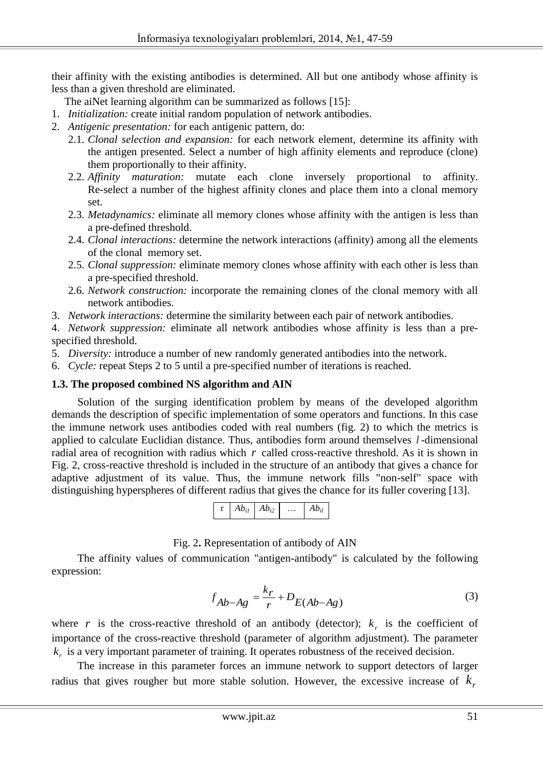their affinity with the existing antibodies is determined. All but one antibody whose affinity is less than a given threshold are eliminated.

The aiNet learning algorithm can be summarized as follows [15]:

1. *Initialization:* create initial random population of network antibodies.
2. *Antigenic presentation:* for each antigenic pattern, do:
   - 2.1. *Clonal selection and expansion:* for each network element, determine its affinity with the antigen presented. Select a number of high affinity elements and reproduce (clone) them proportionally to their affinity.
   - 2.2. *Affinity maturation:* mutate each clone inversely proportional to affinity. Re-select a number of the highest affinity clones and place them into a clonal memory set.
   - 2.3. *Metadynamics:* eliminate all memory clones whose affinity with the antigen is less than a pre-defined threshold.
   - 2.4. *Clonal interactions:* determine the network interactions (affinity) among all the elements of the clonal memory set.
   - 2.5. *Clonal suppression:* eliminate memory clones whose affinity with each other is less than a pre-specified threshold.
   - 2.6. *Network construction:* incorporate the remaining clones of the clonal memory with all network antibodies.
3. *Network interactions:* determine the similarity between each pair of network antibodies.
4. *Network suppression:* eliminate all network antibodies whose affinity is less than a pre-specified threshold.
5. *Diversity:* introduce a number of new randomly generated antibodies into the network.
6. *Cycle:* repeat Steps 2 to 5 until a pre-specified number of iterations is reached.

### 1.3. The proposed combined NS algorithm and AIN

Solution of the surging identification problem by means of the developed algorithm demands the description of specific implementation of some operators and functions. In this case the immune network uses antibodies coded with real numbers (fig. 2) to which the metrics is applied to calculate Euclidian distance. Thus, antibodies form around themselves $l$-dimensional radial area of recognition with radius which $r$ called cross-reactive threshold. As it is shown in Fig. 2, cross-reactive threshold is included in the structure of an antibody that gives a chance for adaptive adjustment of its value. Thus, the immune network fills "non-self" space with distinguishing hyperspheres of different radius that gives the chance for its fuller covering [13].

| r | $Ab_{i1}$ | $Ab_{i2}$ | … | $Ab_{il}$ |
|---|---|---|---|---|

Fig. 2**.** Representation of antibody of AIN

The affinity values of communication "antigen-antibody" is calculated by the following expression:

$$f_{Ab-Ag} = \frac{k_r}{r} + D_{E(Ab-Ag)} \tag{3}$$

where $r$ is the cross-reactive threshold of an antibody (detector); $k_r$ is the coefficient of importance of the cross-reactive threshold (parameter of algorithm adjustment). The parameter $k_r$ is a very important parameter of training. It operates robustness of the received decision.

The increase in this parameter forces an immune network to support detectors of larger radius that gives rougher but more stable solution. However, the excessive increase of $k_r$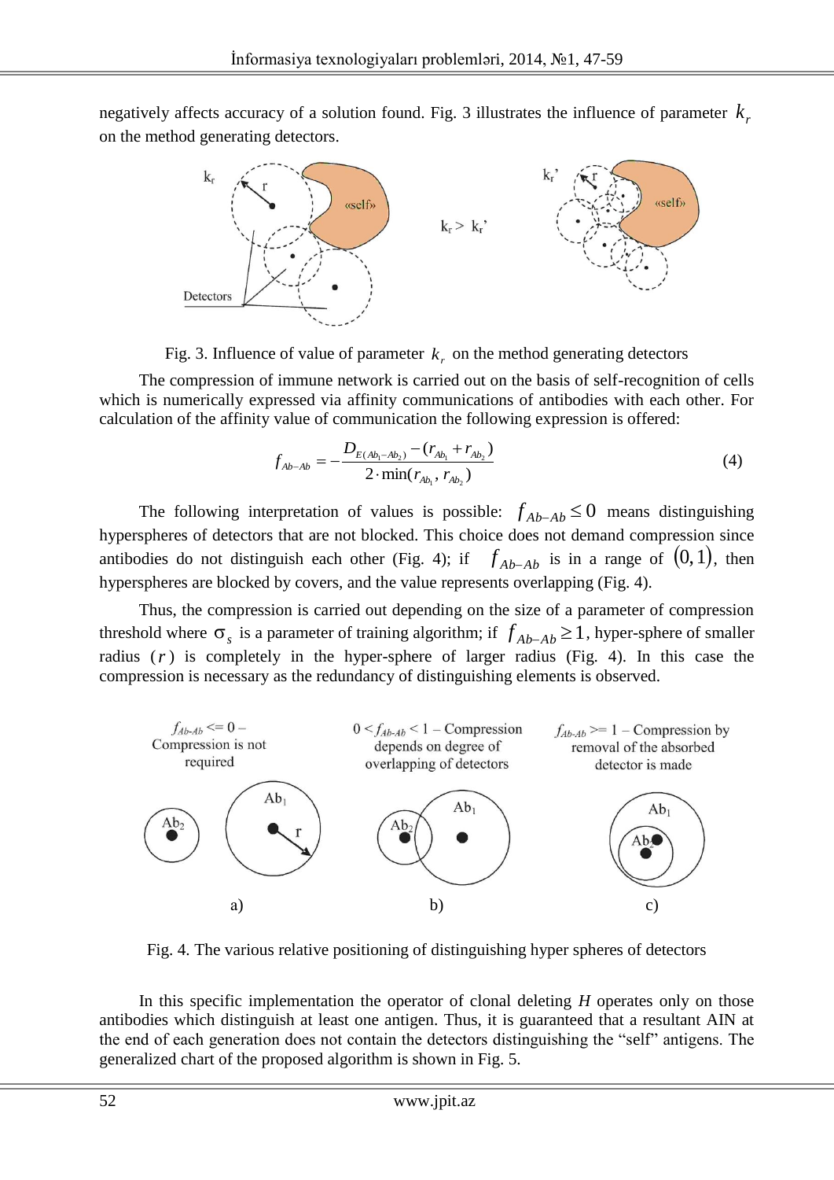negatively affects accuracy of a solution found. Fig. 3 illustrates the influence of parameter $k_r$ on the method generating detectors.

Fig. 3. Influence of value of parameter $k_r$ on the method generating detectors

The compression of immune network is carried out on the basis of self-recognition of cells which is numerically expressed via affinity communications of antibodies with each other. For calculation of the affinity value of communication the following expression is offered:

$$f_{Ab-Ab} = -\frac{D_{E(Ab_1-Ab_2)} - (r_{Ab_1} + r_{Ab_2})}{2 \cdot \min(r_{Ab_1}, r_{Ab_2})} \tag{4}$$

The following interpretation of values is possible: $f_{Ab-Ab} \leq 0$ means distinguishing hyperspheres of detectors that are not blocked. This choice does not demand compression since antibodies do not distinguish each other (Fig. 4); if $f_{Ab-Ab}$ is in a range of $(0,1)$, then hyperspheres are blocked by covers, and the value represents overlapping (Fig. 4).

Thus, the compression is carried out depending on the size of a parameter of compression threshold where $\sigma_s$ is a parameter of training algorithm; if $f_{Ab-Ab} \geq 1$, hyper-sphere of smaller radius ($r$) is completely in the hyper-sphere of larger radius (Fig. 4). In this case the compression is necessary as the redundancy of distinguishing elements is observed.

Fig. 4. The various relative positioning of distinguishing hyper spheres of detectors

In this specific implementation the operator of clonal deleting $H$ operates only on those antibodies which distinguish at least one antigen. Thus, it is guaranteed that a resultant AIN at the end of each generation does not contain the detectors distinguishing the "self" antigens. The generalized chart of the proposed algorithm is shown in Fig. 5.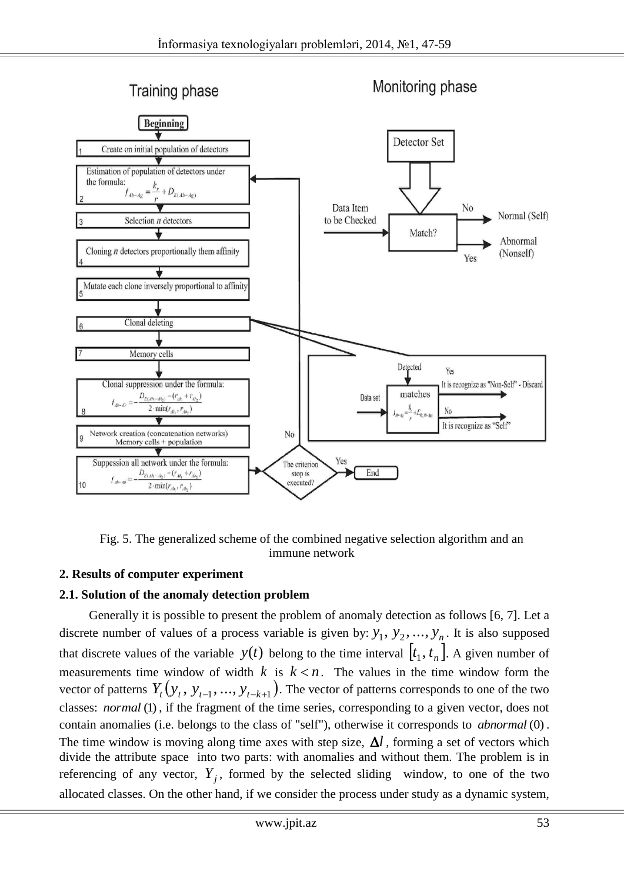Fig. 5. The generalized scheme of the combined negative selection algorithm and an immune network

### 2. Results of computer experiment

### 2.1. Solution of the anomaly detection problem

Generally it is possible to present the problem of anomaly detection as follows [6, 7]. Let a discrete number of values of a process variable is given by: $y_1, y_2, ..., y_n$. It is also supposed that discrete values of the variable $y(t)$ belong to the time interval $[t_1, t_n]$. A given number of measurements time window of width $k$ is $k < n$. The values in the time window form the vector of patterns $Y_t(y_t, y_{t-1}, ..., y_{t-k+1})$. The vector of patterns corresponds to one of the two classes: *normal* (1), if the fragment of the time series, corresponding to a given vector, does not contain anomalies (i.e. belongs to the class of "self"), otherwise it corresponds to *abnormal* (0). The time window is moving along time axes with step size, $\Delta l$, forming a set of vectors which divide the attribute space into two parts: with anomalies and without them. The problem is in referencing of any vector, $Y_j$, formed by the selected sliding window, to one of the two allocated classes. On the other hand, if we consider the process under study as a dynamic system,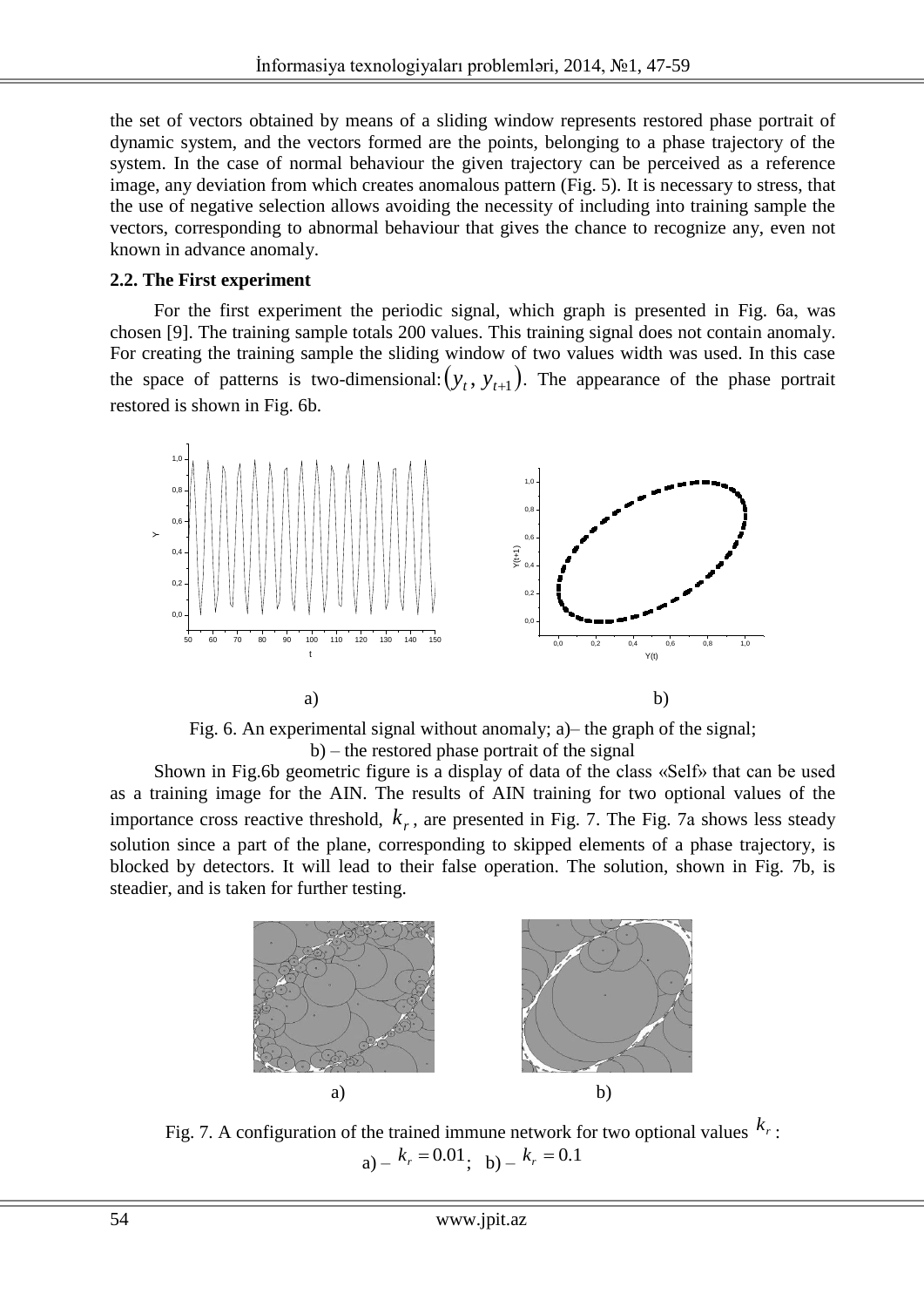the set of vectors obtained by means of a sliding window represents restored phase portrait of dynamic system, and the vectors formed are the points, belonging to a phase trajectory of the system. In the case of normal behaviour the given trajectory can be perceived as a reference image, any deviation from which creates anomalous pattern (Fig. 5). It is necessary to stress, that the use of negative selection allows avoiding the necessity of including into training sample the vectors, corresponding to abnormal behaviour that gives the chance to recognize any, even not known in advance anomaly.

### 2.2. The First experiment

For the first experiment the periodic signal, which graph is presented in Fig. 6a, was chosen [9]. The training sample totals 200 values. This training signal does not contain anomaly. For creating the training sample the sliding window of two values width was used. In this case the space of patterns is two-dimensional: $(y_t, y_{t+1})$. The appearance of the phase portrait restored is shown in Fig. 6b.

Fig. 6. An experimental signal without anomaly; a)– the graph of the signal; b) – the restored phase portrait of the signal

Shown in Fig.6b geometric figure is a display of data of the class «Self» that can be used as a training image for the AIN. The results of AIN training for two optional values of the importance cross reactive threshold, $k_r$, are presented in Fig. 7. The Fig. 7a shows less steady solution since a part of the plane, corresponding to skipped elements of a phase trajectory, is blocked by detectors. It will lead to their false operation. The solution, shown in Fig. 7b, is steadier, and is taken for further testing.

Fig. 7. A configuration of the trained immune network for two optional values $k_r$: a) – $k_r = 0.01$; b) – $k_r = 0.1$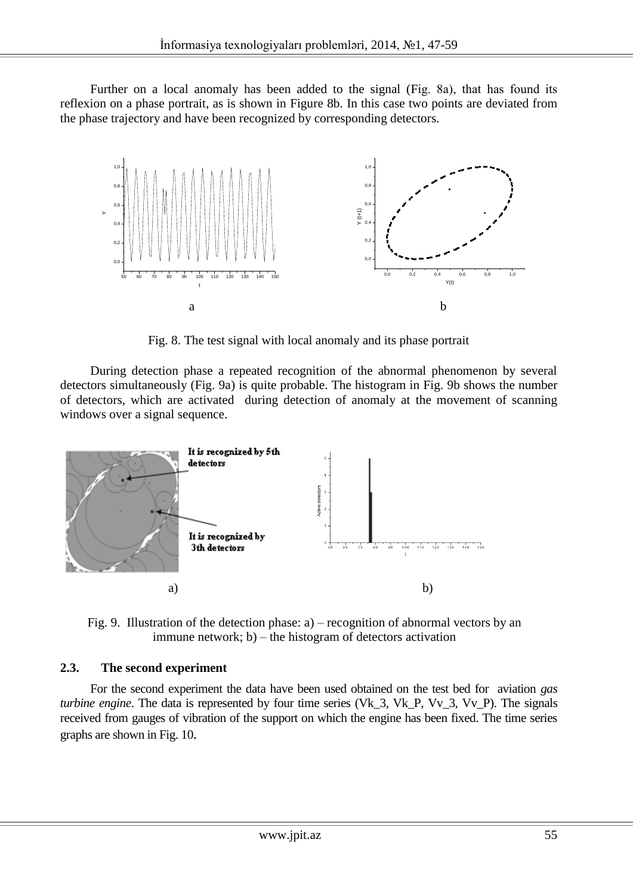Further on a local anomaly has been added to the signal (Fig. 8a), that has found its reflexion on a phase portrait, as is shown in Figure 8b. In this case two points are deviated from the phase trajectory and have been recognized by corresponding detectors.

a b

Fig. 8. The test signal with local anomaly and its phase portrait

During detection phase a repeated recognition of the abnormal phenomenon by several detectors simultaneously (Fig. 9a) is quite probable. The histogram in Fig. 9b shows the number of detectors, which are activated during detection of anomaly at the movement of scanning windows over a signal sequence.

a) b)

Fig. 9. Illustration of the detection phase: a) – recognition of abnormal vectors by an immune network; b) – the histogram of detectors activation

### 2.3. The second experiment

For the second experiment the data have been used obtained on the test bed for aviation *gas turbine engine*. The data is represented by four time series (Vk_3, Vk_P, Vv_3, Vv_P). The signals received from gauges of vibration of the support on which the engine has been fixed. The time series graphs are shown in Fig. 10.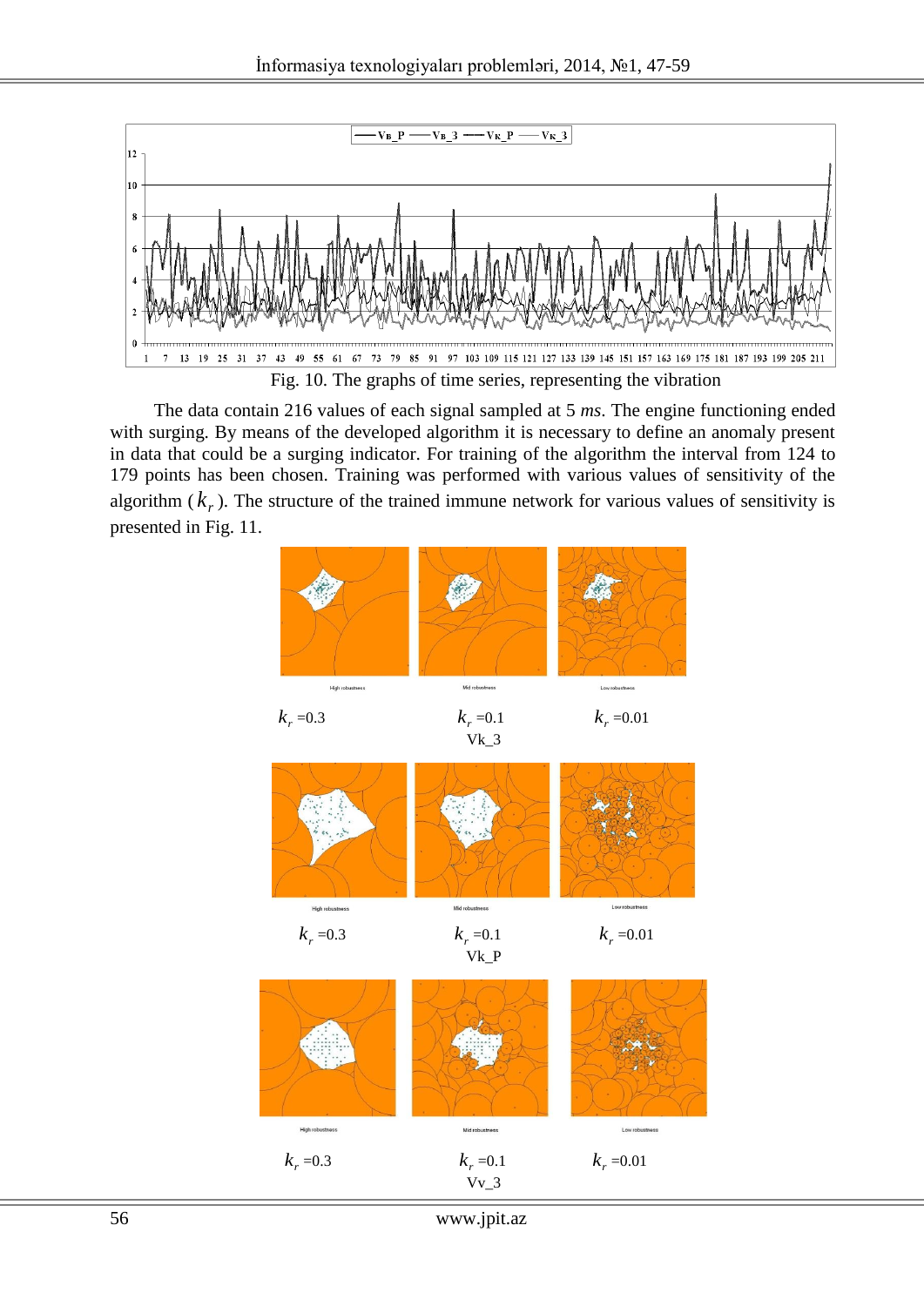Fig. 10. The graphs of time series, representing the vibration

The data contain 216 values of each signal sampled at 5 *ms*. The engine functioning ended with surging. By means of the developed algorithm it is necessary to define an anomaly present in data that could be a surging indicator. For training of the algorithm the interval from 124 to 179 points has been chosen. Training was performed with various values of sensitivity of the algorithm ($k_r$). The structure of the trained immune network for various values of sensitivity is presented in Fig. 11.

$k_r$ =0.3 $k_r$ =0.1 $k_r$ =0.01

Vk_3

$k_r$ =0.3 $k_r$ =0.1 $k_r$ =0.01

Vk_P

$k_r$ =0.3 $k_r$ =0.1 $k_r$ =0.01

Vv_3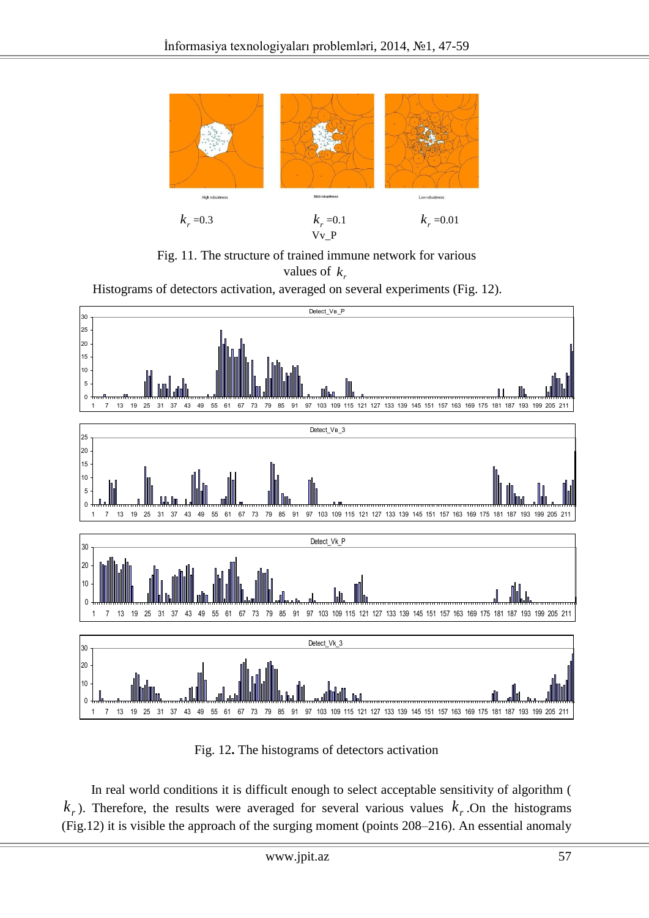$k_r$ =0.3 $k_r$ =0.1 $k_r$ =0.01

Vv_P

Fig. 11. The structure of trained immune network for various values of $k_r$

Histograms of detectors activation, averaged on several experiments (Fig. 12).

Fig. 12**.** The histograms of detectors activation

In real world conditions it is difficult enough to select acceptable sensitivity of algorithm ( $k_r$ ). Therefore, the results were averaged for several various values $k_r$ .On the histograms (Fig.12) it is visible the approach of the surging moment (points 208–216). An essential anomaly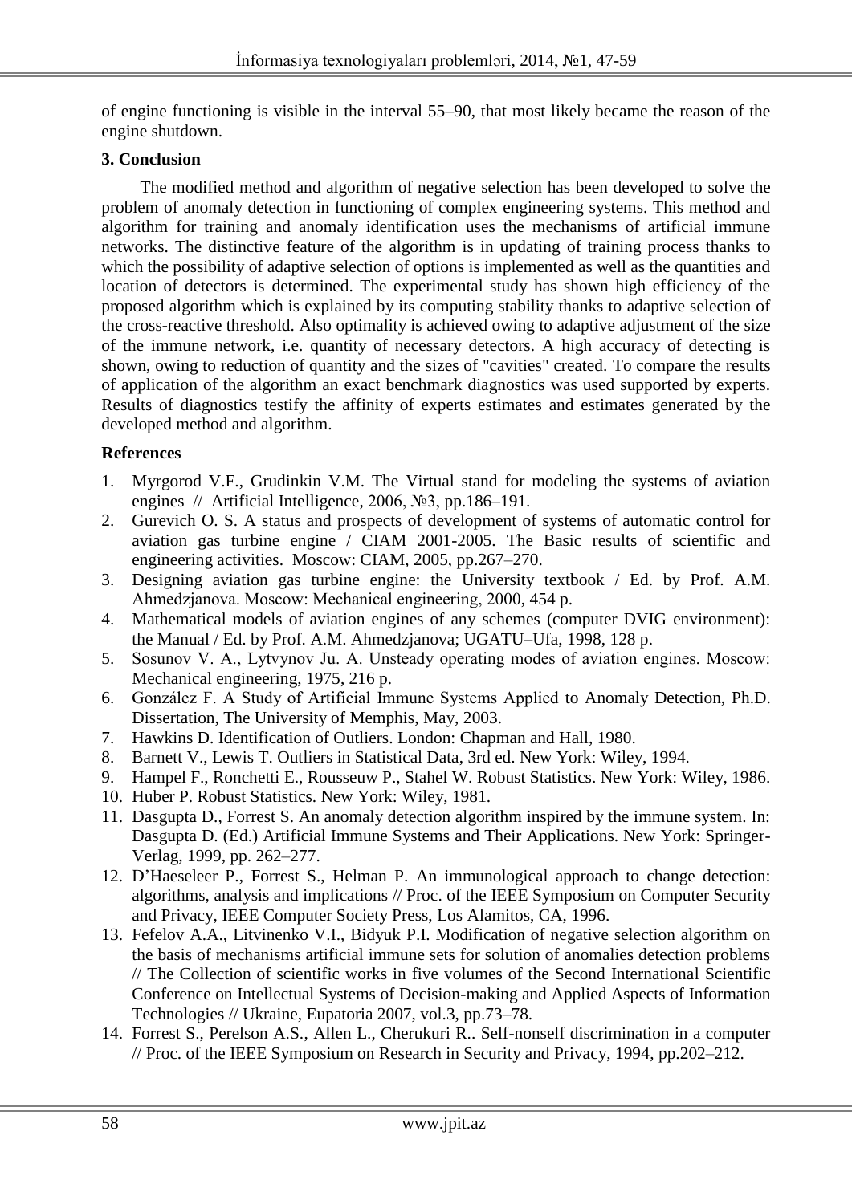of engine functioning is visible in the interval 55–90, that most likely became the reason of the engine shutdown.

### 3. Conclusion

The modified method and algorithm of negative selection has been developed to solve the problem of anomaly detection in functioning of complex engineering systems. This method and algorithm for training and anomaly identification uses the mechanisms of artificial immune networks. The distinctive feature of the algorithm is in updating of training process thanks to which the possibility of adaptive selection of options is implemented as well as the quantities and location of detectors is determined. The experimental study has shown high efficiency of the proposed algorithm which is explained by its computing stability thanks to adaptive selection of the cross-reactive threshold. Also optimality is achieved owing to adaptive adjustment of the size of the immune network, i.e. quantity of necessary detectors. A high accuracy of detecting is shown, owing to reduction of quantity and the sizes of "cavities" created. To compare the results of application of the algorithm an exact benchmark diagnostics was used supported by experts. Results of diagnostics testify the affinity of experts estimates and estimates generated by the developed method and algorithm.

### References

1. Myrgorod V.F., Grudinkin V.M. The Virtual stand for modeling the systems of aviation engines // Artificial Intelligence, 2006, №3, pp.186–191.
2. Gurevich O. S. A status and prospects of development of systems of automatic control for aviation gas turbine engine / CIAM 2001-2005. The Basic results of scientific and engineering activities. Moscow: CIAM, 2005, pp.267–270.
3. Designing aviation gas turbine engine: the University textbook / Ed. by Prof. A.M. Ahmedzjanova. Moscow: Mechanical engineering, 2000, 454 p.
4. Mathematical models of aviation engines of any schemes (computer DVIG environment): the Manual / Ed. by Prof. A.M. Ahmedzjanova; UGATU–Ufa, 1998, 128 p.
5. Sosunov V. A., Lytvynov Ju. A. Unsteady operating modes of aviation engines. Moscow: Mechanical engineering, 1975, 216 p.
6. González F. A Study of Artificial Immune Systems Applied to Anomaly Detection, Ph.D. Dissertation, The University of Memphis, May, 2003.
7. Hawkins D. Identification of Outliers. London: Chapman and Hall, 1980.
8. Barnett V., Lewis T. Outliers in Statistical Data, 3rd ed. New York: Wiley, 1994.
9. Hampel F., Ronchetti E., Rousseuw P., Stahel W. Robust Statistics. New York: Wiley, 1986.
10. Huber P. Robust Statistics. New York: Wiley, 1981.
11. Dasgupta D., Forrest S. An anomaly detection algorithm inspired by the immune system. In: Dasgupta D. (Ed.) Artificial Immune Systems and Their Applications. New York: Springer-Verlag, 1999, pp. 262–277.
12. D'Haeseleer P., Forrest S., Helman P. An immunological approach to change detection: algorithms, analysis and implications // Proc. of the IEEE Symposium on Computer Security and Privacy, IEEE Computer Society Press, Los Alamitos, CA, 1996.
13. Fefelov A.A., Litvinenko V.I., Bidyuk P.I. Modification of negative selection algorithm on the basis of mechanisms artificial immune sets for solution of anomalies detection problems // The Collection of scientific works in five volumes of the Second International Scientific Conference on Intellectual Systems of Decision-making and Applied Aspects of Information Technologies // Ukraine, Eupatoria 2007, vol.3, pp.73–78.
14. Forrest S., Perelson A.S., Allen L., Cherukuri R.. Self-nonself discrimination in a computer // Proc. of the IEEE Symposium on Research in Security and Privacy, 1994, pp.202–212.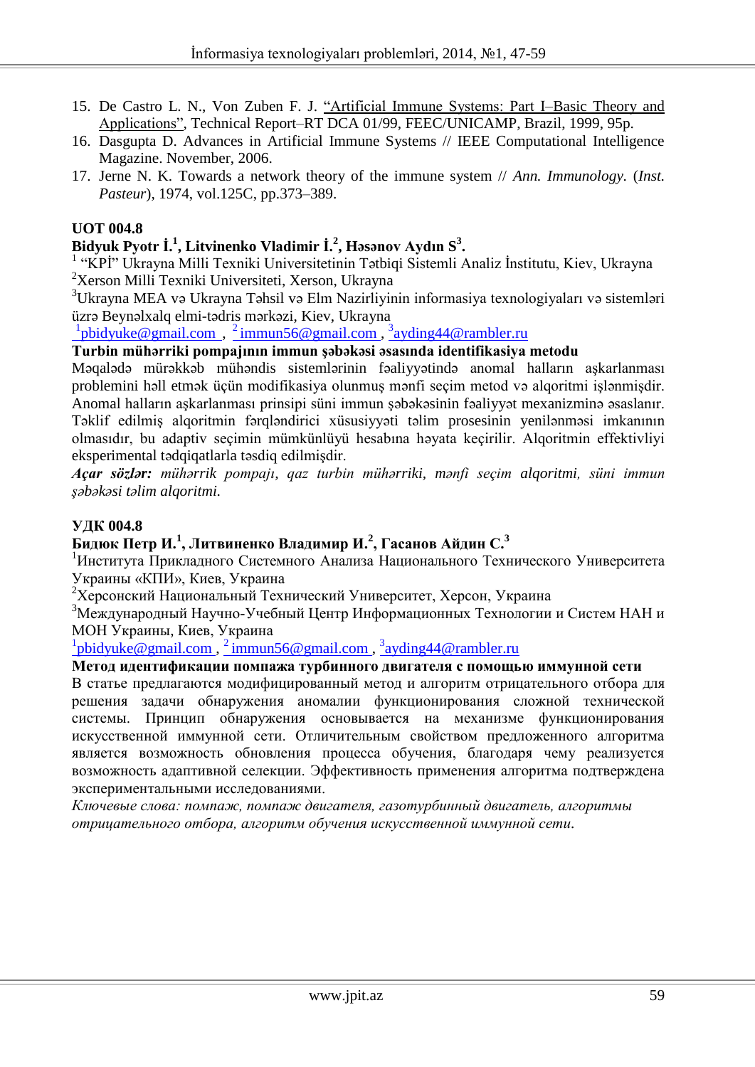15. De Castro L. N., Von Zuben F. J. "Artificial Immune Systems: Part I–Basic Theory and Applications", Technical Report–RT DCA 01/99, FEEC/UNICAMP, Brazil, 1999, 95p.
16. Dasgupta D. Advances in Artificial Immune Systems // IEEE Computational Intelligence Magazine. November, 2006.
17. Jerne N. K. Towards a network theory of the immune system // *Ann. Immunology*. (*Inst. Pasteur*), 1974, vol.125C, pp.373–389.

**UOT 004.8**

**Bidyuk Pyotr İ.[1], Litvinenko Vladimir İ.[2], Həsənov Aydın S[3].**

[1] "KPİ" Ukrayna Milli Texniki Universitetinin Tətbiqi Sistemli Analiz İnstitutu, Kiev, Ukrayna
[2] Xerson Milli Texniki Universiteti, Xerson, Ukrayna
[3] Ukrayna MEA və Ukrayna Təhsil və Elm Nazirliyinin informasiya texnologiyaları və sistemləri üzrə Beynəlxalq elmi-tədris mərkəzi, Kiev, Ukrayna
[1] pbidyuke@gmail.com , [2] immun56@gmail.com , [3] ayding44@rambler.ru

**Turbin mühərriki pompajının immun şəbəkəsi əsasında identifikasiya metodu**

Məqalədə mürəkkəb mühəndis sistemlərinin fəaliyyətində anomal halların aşkarlanması problemini həll etmək üçün modifikasiya olunmuş mənfi seçim metod və alqoritmi işlənmişdir. Anomal halların aşkarlanması prinsipi süni immun şəbəkəsinin fəaliyyət mexanizminə əsaslanır. Təklif edilmiş alqoritmin fərqləndirici xüsusiyyəti təlim prosesinin yenilənməsi imkanının olmasıdır, bu adaptiv seçimin mümkünlüyü hesabına həyata keçirilir. Alqoritmin effektivliyi eksperimental tədqiqatlarla təsdiq edilmişdir.

***Açar sözlər:*** *mühərrik pompajı, qaz turbin mühərriki, mənfi seçim alqoritmi, süni immun şəbəkəsi təlim alqoritmi.*

**УДК 004.8**

**Бидюк Петр И.[1], Литвиненко Владимир И.[2], Гасанов Айдин С.[3]**

[1] Института Прикладного Системного Анализа Национального Технического Университета Украины «КПИ», Киев, Украина
[2] Херсонский Национальный Технический Университет, Херсон, Украина
[3] Международный Научно-Учебный Центр Информационных Технологии и Систем НАН и МОН Украины, Киев, Украина
[1] pbidyuke@gmail.com , [2] immun56@gmail.com , [3] ayding44@rambler.ru

**Метод идентификации помпажа турбинного двигателя с помощью иммунной сети**

В статье предлагаются модифицированный метод и алгоритм отрицательного отбора для решения задачи обнаружения аномалии функционирования сложной технической системы. Принцип обнаружения основывается на механизме функционирования искусственной иммунной сети. Отличительным свойством предложенного алгоритма является возможность обновления процесса обучения, благодаря чему реализуется возможность адаптивной селекции. Эффективность применения алгоритма подтверждена экспериментальными исследованиями.

*Ключевые слова: помпаж, помпаж двигателя, газотурбинный двигатель, алгоритмы отрицательного отбора, алгоритм обучения искусственной иммунной сети.*